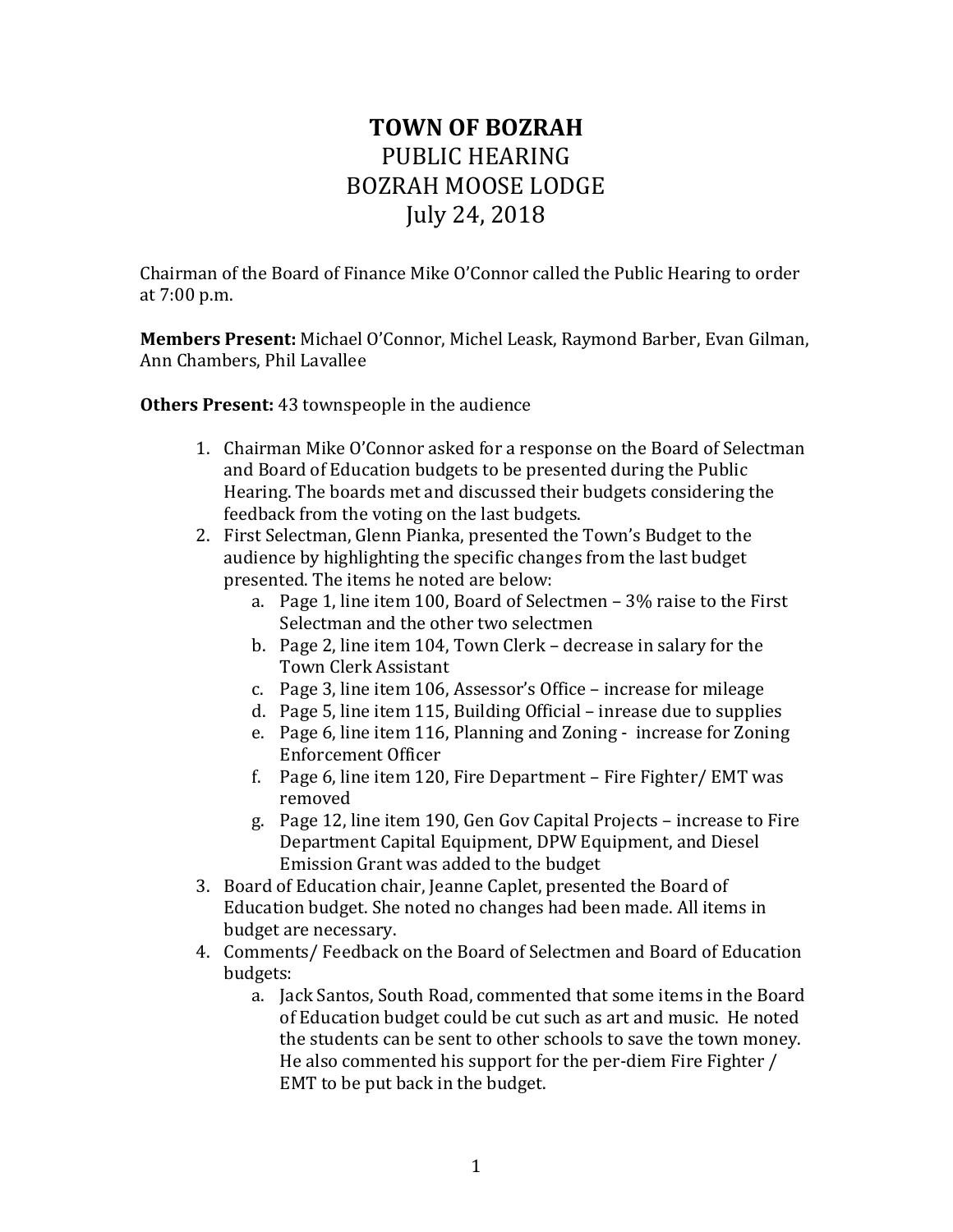# TOWN OF BOZRAH
## PUBLIC HEARING
## BOZRAH MOOSE LODGE
## July 24, 2018

Chairman of the Board of Finance Mike O'Connor called the Public Hearing to order at 7:00 p.m.

**Members Present:** Michael O'Connor, Michel Leask, Raymond Barber, Evan Gilman, Ann Chambers, Phil Lavallee

**Others Present:** 43 townspeople in the audience

1. Chairman Mike O'Connor asked for a response on the Board of Selectman and Board of Education budgets to be presented during the Public Hearing. The boards met and discussed their budgets considering the feedback from the voting on the last budgets.
2. First Selectman, Glenn Pianka, presented the Town's Budget to the audience by highlighting the specific changes from the last budget presented. The items he noted are below:
   a. Page 1, line item 100, Board of Selectmen – 3% raise to the First Selectman and the other two selectmen
   b. Page 2, line item 104, Town Clerk – decrease in salary for the Town Clerk Assistant
   c. Page 3, line item 106, Assessor's Office – increase for mileage
   d. Page 5, line item 115, Building Official – inrease due to supplies
   e. Page 6, line item 116, Planning and Zoning - increase for Zoning Enforcement Officer
   f. Page 6, line item 120, Fire Department – Fire Fighter/ EMT was removed
   g. Page 12, line item 190, Gen Gov Capital Projects – increase to Fire Department Capital Equipment, DPW Equipment, and Diesel Emission Grant was added to the budget
3. Board of Education chair, Jeanne Caplet, presented the Board of Education budget. She noted no changes had been made. All items in budget are necessary.
4. Comments/ Feedback on the Board of Selectmen and Board of Education budgets:
   a. Jack Santos, South Road, commented that some items in the Board of Education budget could be cut such as art and music. He noted the students can be sent to other schools to save the town money. He also commented his support for the per-diem Fire Fighter / EMT to be put back in the budget.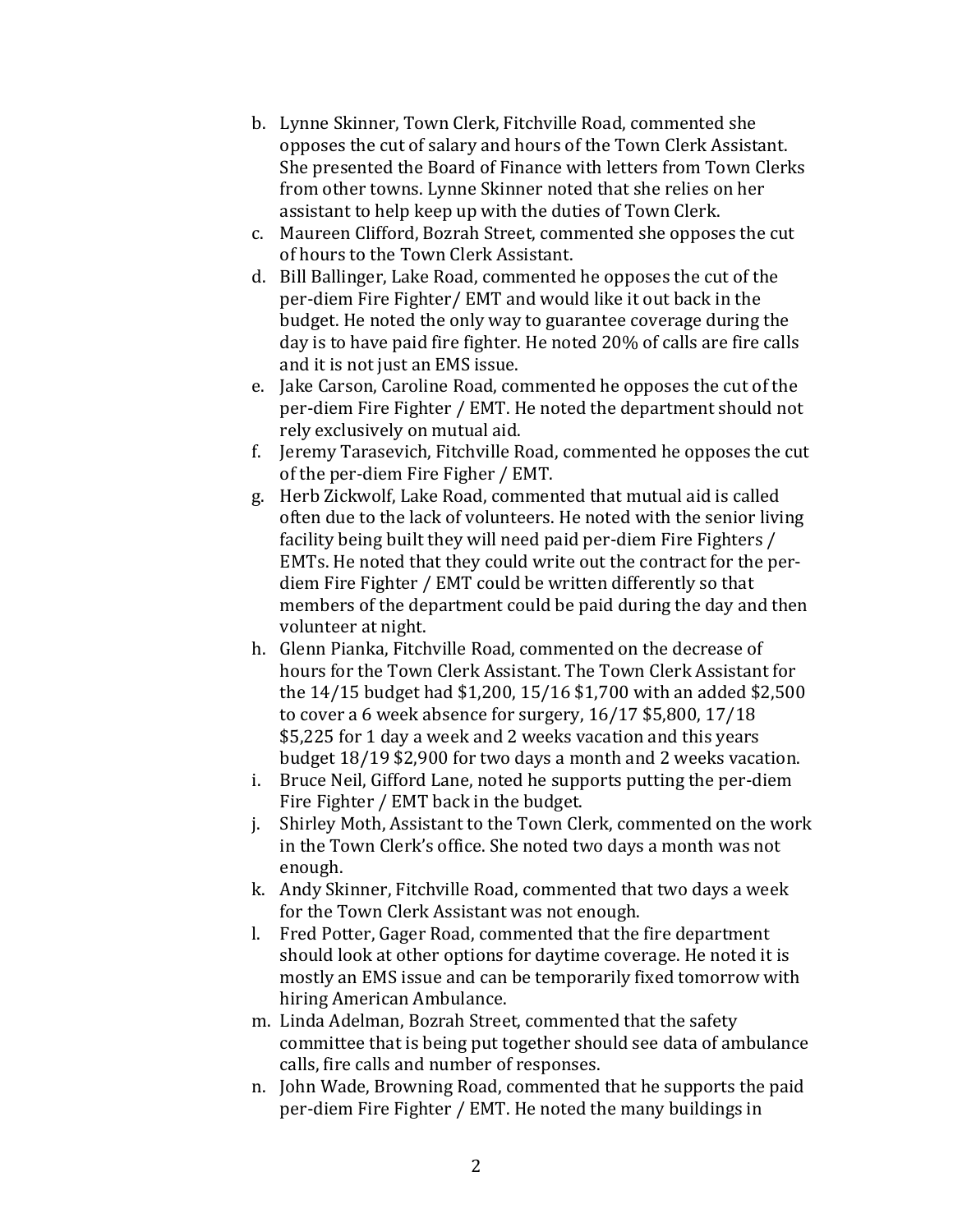b. Lynne Skinner, Town Clerk, Fitchville Road, commented she opposes the cut of salary and hours of the Town Clerk Assistant. She presented the Board of Finance with letters from Town Clerks from other towns. Lynne Skinner noted that she relies on her assistant to help keep up with the duties of Town Clerk.
c. Maureen Clifford, Bozrah Street, commented she opposes the cut of hours to the Town Clerk Assistant.
d. Bill Ballinger, Lake Road, commented he opposes the cut of the per-diem Fire Fighter/ EMT and would like it out back in the budget. He noted the only way to guarantee coverage during the day is to have paid fire fighter. He noted 20% of calls are fire calls and it is not just an EMS issue.
e. Jake Carson, Caroline Road, commented he opposes the cut of the per-diem Fire Fighter / EMT. He noted the department should not rely exclusively on mutual aid.
f. Jeremy Tarasevich, Fitchville Road, commented he opposes the cut of the per-diem Fire Figher / EMT.
g. Herb Zickwolf, Lake Road, commented that mutual aid is called often due to the lack of volunteers. He noted with the senior living facility being built they will need paid per-diem Fire Fighters / EMTs. He noted that they could write out the contract for the per-diem Fire Fighter / EMT could be written differently so that members of the department could be paid during the day and then volunteer at night.
h. Glenn Pianka, Fitchville Road, commented on the decrease of hours for the Town Clerk Assistant. The Town Clerk Assistant for the 14/15 budget had $1,200, 15/16 $1,700 with an added $2,500 to cover a 6 week absence for surgery, 16/17 $5,800, 17/18 $5,225 for 1 day a week and 2 weeks vacation and this years budget 18/19 $2,900 for two days a month and 2 weeks vacation.
i. Bruce Neil, Gifford Lane, noted he supports putting the per-diem Fire Fighter / EMT back in the budget.
j. Shirley Moth, Assistant to the Town Clerk, commented on the work in the Town Clerk's office. She noted two days a month was not enough.
k. Andy Skinner, Fitchville Road, commented that two days a week for the Town Clerk Assistant was not enough.
l. Fred Potter, Gager Road, commented that the fire department should look at other options for daytime coverage. He noted it is mostly an EMS issue and can be temporarily fixed tomorrow with hiring American Ambulance.
m. Linda Adelman, Bozrah Street, commented that the safety committee that is being put together should see data of ambulance calls, fire calls and number of responses.
n. John Wade, Browning Road, commented that he supports the paid per-diem Fire Fighter / EMT. He noted the many buildings in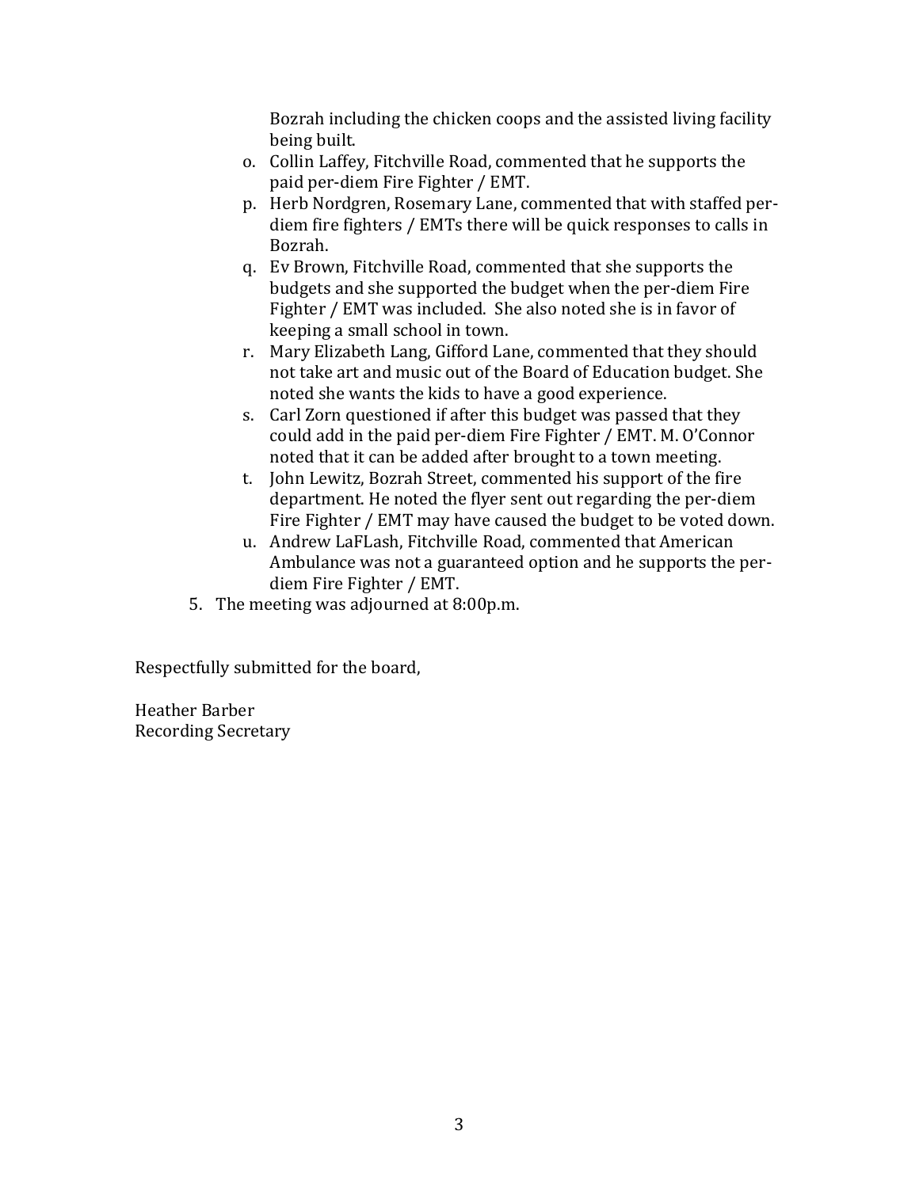Bozrah including the chicken coops and the assisted living facility being built.

o. Collin Laffey, Fitchville Road, commented that he supports the paid per-diem Fire Fighter / EMT.
p. Herb Nordgren, Rosemary Lane, commented that with staffed per-diem fire fighters / EMTs there will be quick responses to calls in Bozrah.
q. Ev Brown, Fitchville Road, commented that she supports the budgets and she supported the budget when the per-diem Fire Fighter / EMT was included. She also noted she is in favor of keeping a small school in town.
r. Mary Elizabeth Lang, Gifford Lane, commented that they should not take art and music out of the Board of Education budget. She noted she wants the kids to have a good experience.
s. Carl Zorn questioned if after this budget was passed that they could add in the paid per-diem Fire Fighter / EMT. M. O'Connor noted that it can be added after brought to a town meeting.
t. John Lewitz, Bozrah Street, commented his support of the fire department. He noted the flyer sent out regarding the per-diem Fire Fighter / EMT may have caused the budget to be voted down.
u. Andrew LaFLash, Fitchville Road, commented that American Ambulance was not a guaranteed option and he supports the per-diem Fire Fighter / EMT.

5. The meeting was adjourned at 8:00p.m.

Respectfully submitted for the board,

Heather Barber
Recording Secretary